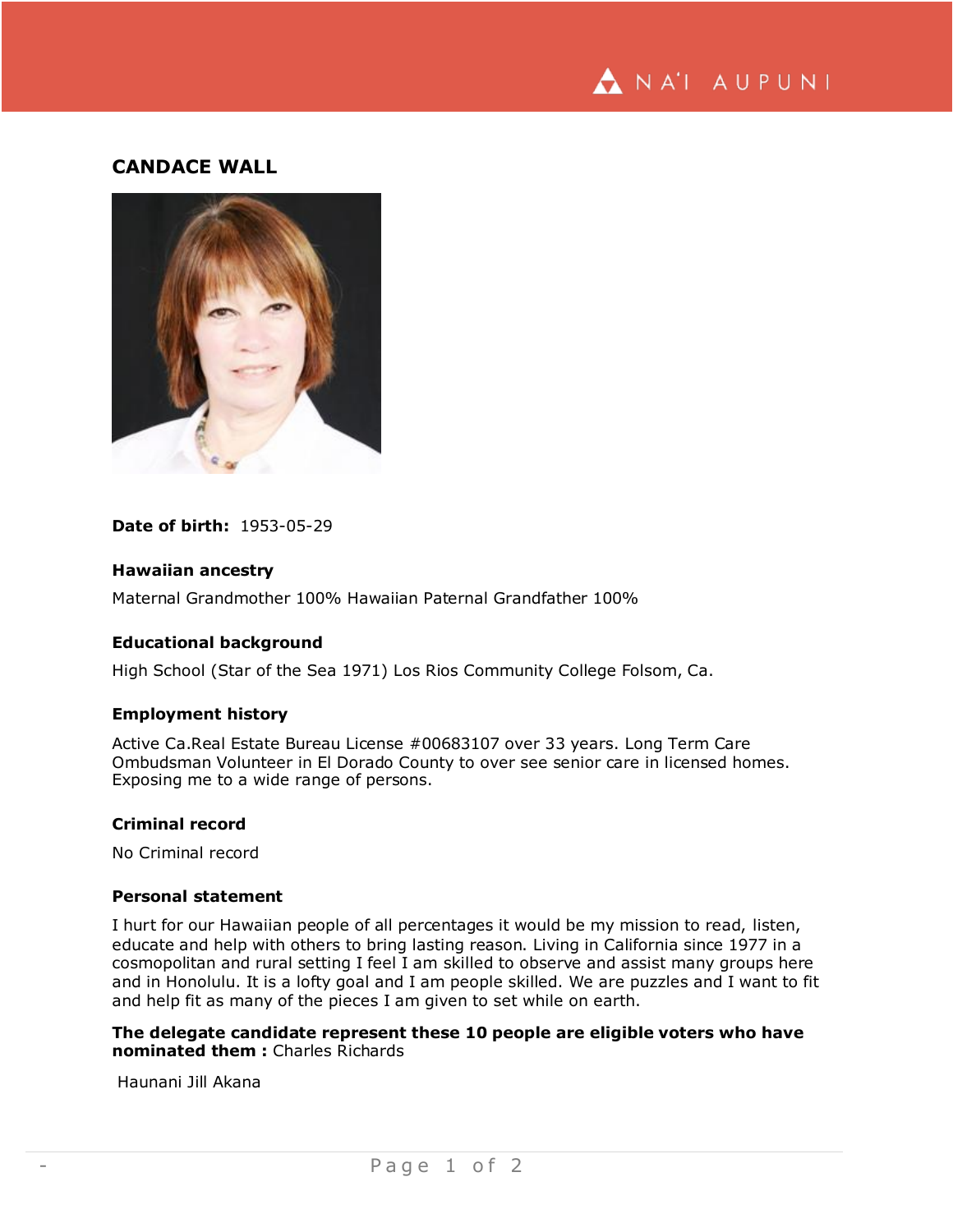# CANDACE WALL

**Date of birth:** 1953-05-29

### Hawaiian ancestry

Maternal Grandmother 100% Hawaiian Paternal Grandfather 100%

### Educational background

High School (Star of the Sea 1971) Los Rios Community College Folsom, Ca.

### Employment history

Active Ca.Real Estate Bureau License #00683107 over 33 years. Long Term Care Ombudsman Volunteer in El Dorado County to over see senior care in licensed homes. Exposing me to a wide range of persons.

### Criminal record

No Criminal record

### Personal statement

I hurt for our Hawaiian people of all percentages it would be my mission to read, listen, educate and help with others to bring lasting reason. Living in California since 1977 in a cosmopolitan and rural setting I feel I am skilled to observe and assist many groups here and in Honolulu. It is a lofty goal and I am people skilled. We are puzzles and I want to fit and help fit as many of the pieces I am given to set while on earth.

**The delegate candidate represent these 10 people are eligible voters who have nominated them :** Charles Richards

Haunani Jill Akana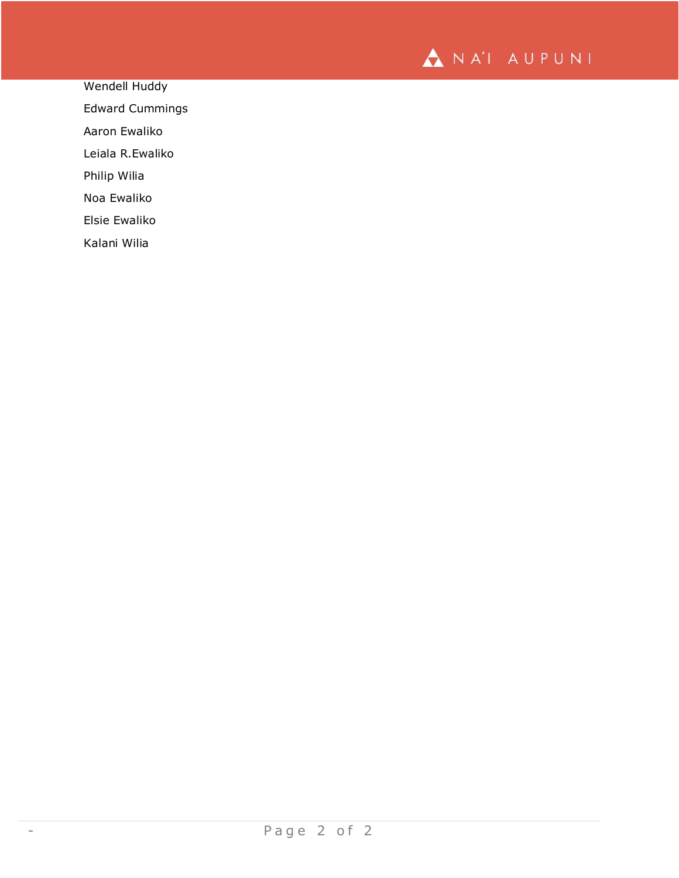Wendell Huddy

Edward Cummings

Aaron Ewaliko

Leiala R.Ewaliko

Philip Wilia

Noa Ewaliko

Elsie Ewaliko

Kalani Wilia